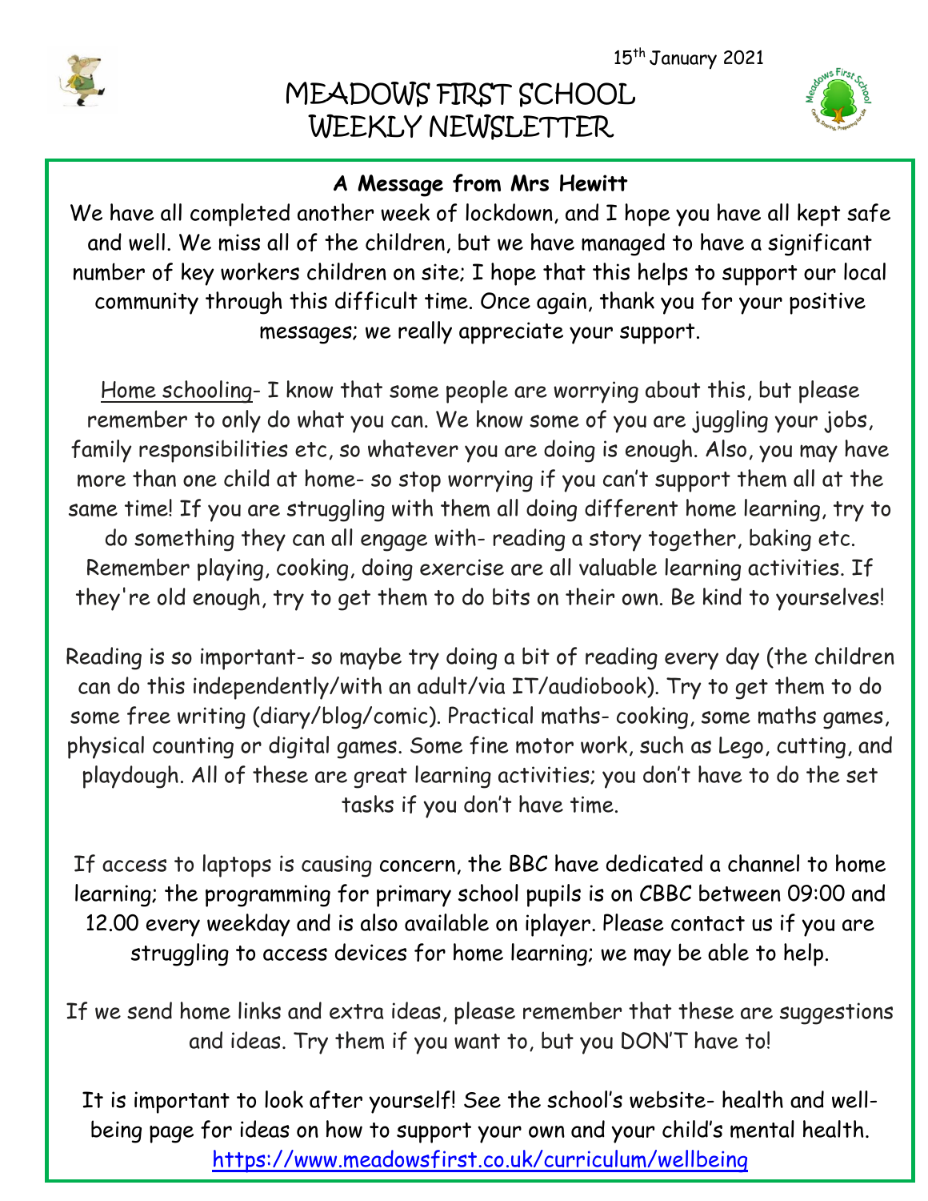15th January 2021

# MEADOWS FIRST SCHOOL WEEKLY NEWSLETTER

## A Message from Mrs Hewitt

We have all completed another week of lockdown, and I hope you have all kept safe and well. We miss all of the children, but we have managed to have a significant number of key workers children on site; I hope that this helps to support our local community through this difficult time. Once again, thank you for your positive messages; we really appreciate your support.

Home schooling- I know that some people are worrying about this, but please remember to only do what you can. We know some of you are juggling your jobs, family responsibilities etc, so whatever you are doing is enough. Also, you may have more than one child at home- so stop worrying if you can't support them all at the same time! If you are struggling with them all doing different home learning, try to do something they can all engage with- reading a story together, baking etc. Remember playing, cooking, doing exercise are all valuable learning activities. If they're old enough, try to get them to do bits on their own. Be kind to yourselves!

Reading is so important- so maybe try doing a bit of reading every day (the children can do this independently/with an adult/via IT/audiobook). Try to get them to do some free writing (diary/blog/comic). Practical maths- cooking, some maths games, physical counting or digital games. Some fine motor work, such as Lego, cutting, and playdough. All of these are great learning activities; you don't have to do the set tasks if you don't have time.

If access to laptops is causing concern, the BBC have dedicated a channel to home learning; the programming for primary school pupils is on CBBC between 09:00 and 12.00 every weekday and is also available on iplayer. Please contact us if you are struggling to access devices for home learning; we may be able to help.

If we send home links and extra ideas, please remember that these are suggestions and ideas. Try them if you want to, but you DON'T have to!

It is important to look after yourself! See the school's website- health and well-being page for ideas on how to support your own and your child's mental health. https://www.meadowsfirst.co.uk/curriculum/wellbeing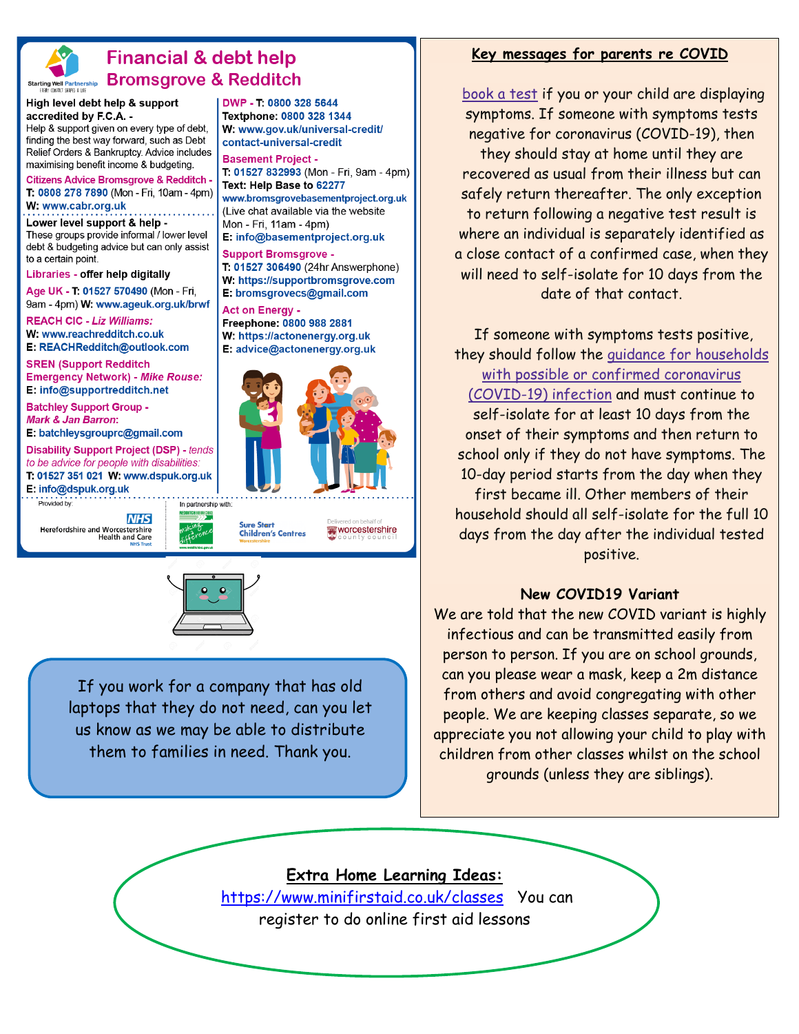# Financial & debt help
## Bromsgrove & Redditch

**High level debt help & support accredited by F.C.A. -**
Help & support given on every type of debt, finding the best way forward, such as Debt Relief Orders & Bankruptcy. Advice includes maximising benefit income & budgeting.

**Citizens Advice Bromsgrove & Redditch -**
**T:** 0808 278 7890 (Mon - Fri, 10am - 4pm)
**W:** www.cabr.org.uk

**Lower level support & help -**
These groups provide informal / lower level debt & budgeting advice but can only assist to a certain point.

**Libraries** - **offer help digitally**

**Age UK - T:** 01527 570490 (Mon - Fri, 9am - 4pm) **W:** www.ageuk.org.uk/brwf

**REACH CIC** - *Liz Williams:*
**W:** www.reachredditch.co.uk
**E:** REACHRedditch@outlook.com

**SREN (Support Redditch Emergency Network)** - *Mike Rouse:*
**E:** info@supportredditch.net

**Batchley Support Group** -
*Mark & Jan Barron*:
**E:** batchleysgrouprc@gmail.com

**Disability Support Project (DSP)** - *tends to be advice for people with disabilities:*
**T:** 01527 351 021 **W:** www.dspuk.org.uk
**E:** info@dspuk.org.uk

**DWP - T:** 0800 328 5644
**Textphone:** 0800 328 1344
**W:** www.gov.uk/universal-credit/contact-universal-credit

**Basement Project** -
**T:** 01527 832993 (Mon - Fri, 9am - 4pm)
**Text:** Help Base to 62277
www.bromsgrovebasementproject.org.uk
(Live chat available via the website Mon - Fri, 11am - 4pm)
**E:** info@basementproject.org.uk

**Support Bromsgrove** -
**T:** 01527 306490 (24hr Answerphone)
**W:** https://supportbromsgrove.com
**E:** bromsgrovecs@gmail.com

**Act on Energy** -
**Freephone:** 0800 988 2881
**W:** https://actonenergy.org.uk
**E:** advice@actonenergy.org.uk

Provided by: Herefordshire and Worcestershire Health and Care NHS Trust
In partnership with: Sure Start Children's Centres Worcestershire
Delivered on behalf of worcestershire county council

If you work for a company that has old laptops that they do not need, can you let us know as we may be able to distribute them to families in need. Thank you.

## Key messages for parents re COVID

book a test if you or your child are displaying symptoms. If someone with symptoms tests negative for coronavirus (COVID-19), then they should stay at home until they are recovered as usual from their illness but can safely return thereafter. The only exception to return following a negative test result is where an individual is separately identified as a close contact of a confirmed case, when they will need to self-isolate for 10 days from the date of that contact.

If someone with symptoms tests positive, they should follow the guidance for households with possible or confirmed coronavirus (COVID-19) infection and must continue to self-isolate for at least 10 days from the onset of their symptoms and then return to school only if they do not have symptoms. The 10-day period starts from the day when they first became ill. Other members of their household should all self-isolate for the full 10 days from the day after the individual tested positive.

**New COVID19 Variant**

We are told that the new COVID variant is highly infectious and can be transmitted easily from person to person. If you are on school grounds, can you please wear a mask, keep a 2m distance from others and avoid congregating with other people. We are keeping classes separate, so we appreciate you not allowing your child to play with children from other classes whilst on the school grounds (unless they are siblings).

**Extra Home Learning Ideas:**

https://www.minifirstaid.co.uk/classes You can register to do online first aid lessons